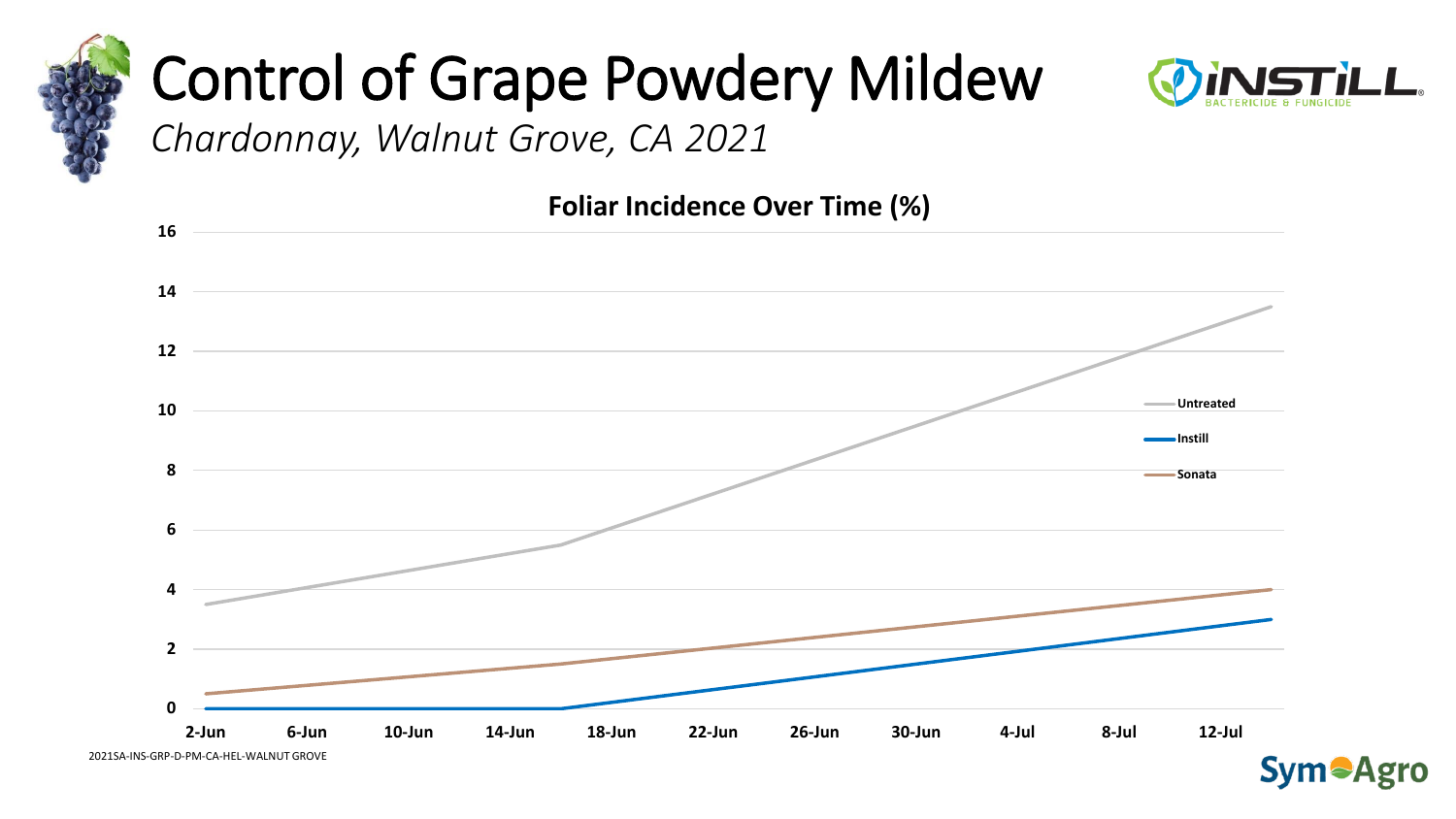# Control of Grape Powdery Mildew

*Chardonnay, Walnut Grove, CA 2021*

INSTILL BACTERICIDE & FUNGICIDE

**Foliar Incidence Over Time (%)**

16
14
12
10
8
6
4
2
0

2-Jun 6-Jun 10-Jun 14-Jun 18-Jun 22-Jun 26-Jun 30-Jun 4-Jul 8-Jul 12-Jul

Untreated
Instill
Sonata

2021SA-INS-GRP-D-PM-CA-HEL-WALNUT GROVE

SymAgro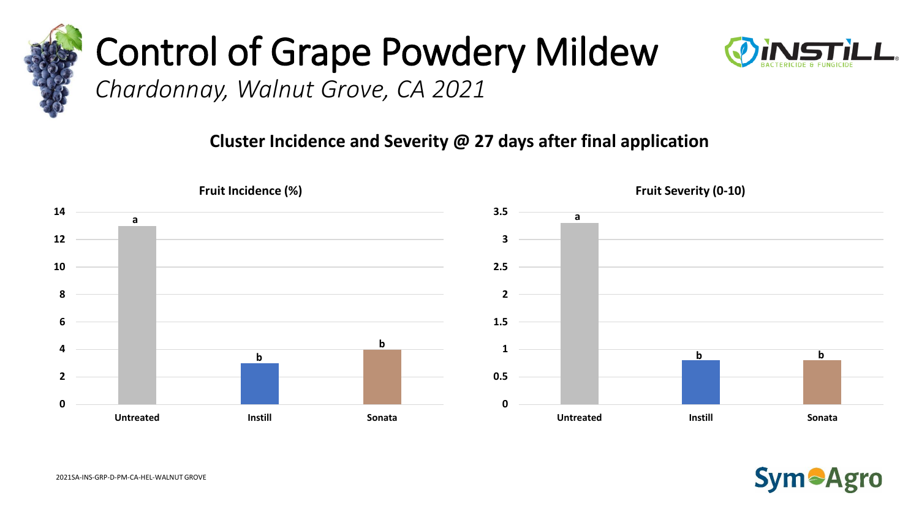# Control of Grape Powdery Mildew

*Chardonnay, Walnut Grove, CA 2021*

**Cluster Incidence and Severity @ 27 days after final application**

**Fruit Incidence (%)**

| Treatment | Fruit Incidence (%) | |
|---|---|---|
| Untreated | 13 | a |
| Instill | 3 | b |
| Sonata | 4 | b |

**Fruit Severity (0-10)**

| Treatment | Fruit Severity (0-10) | |
|---|---|---|
| Untreated | 3.3 | a |
| Instill | 0.8 | b |
| Sonata | 0.8 | b |

2021SA-INS-GRP-D-PM-CA-HEL-WALNUT GROVE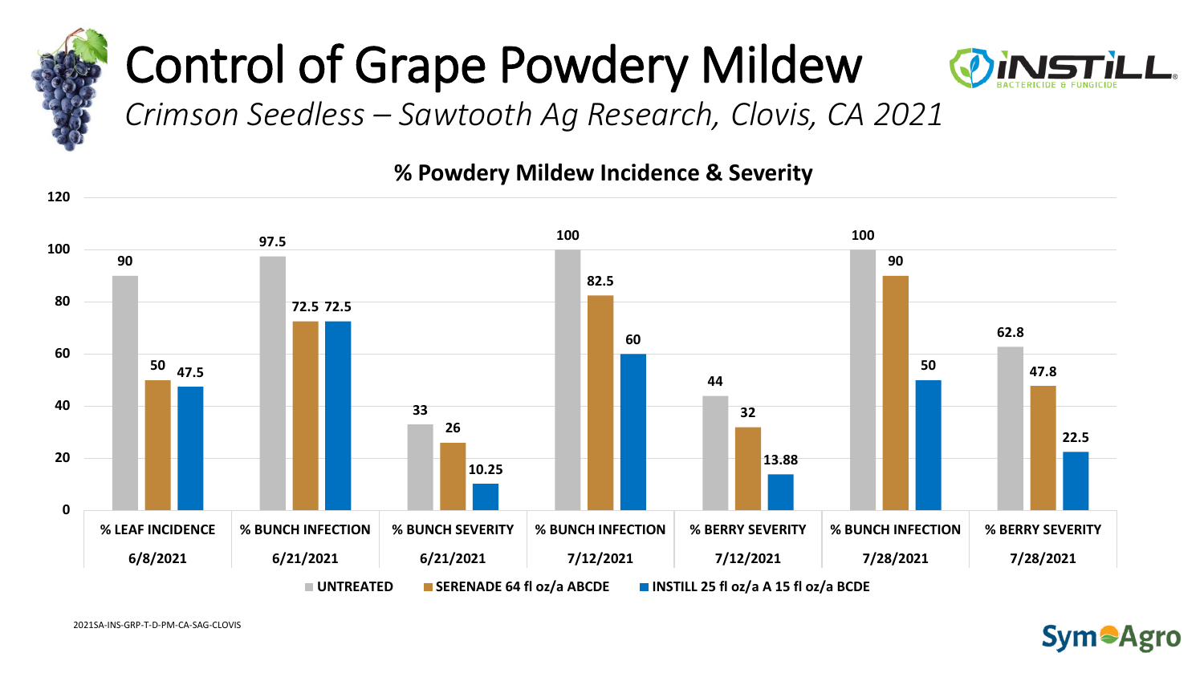# Control of Grape Powdery Mildew

*Crimson Seedless – Sawtooth Ag Research, Clovis, CA 2021*

**% Powdery Mildew Incidence & Severity**

| Assessment | Date | UNTREATED | SERENADE 64 fl oz/a ABCDE | INSTILL 25 fl oz/a A 15 fl oz/a BCDE |
|---|---|---|---|---|
| % LEAF INCIDENCE | 6/8/2021 | 90 | 50 | 47.5 |
| % BUNCH INFECTION | 6/21/2021 | 97.5 | 72.5 | 72.5 |
| % BUNCH SEVERITY | 6/21/2021 | 33 | 26 | 10.25 |
| % BUNCH INFECTION | 7/12/2021 | 100 | 82.5 | 60 |
| % BERRY SEVERITY | 7/12/2021 | 44 | 32 | 13.88 |
| % BUNCH INFECTION | 7/28/2021 | 100 | 90 | 50 |
| % BERRY SEVERITY | 7/28/2021 | 62.8 | 47.8 | 22.5 |

2021SA-INS-GRP-T-D-PM-CA-SAG-CLOVIS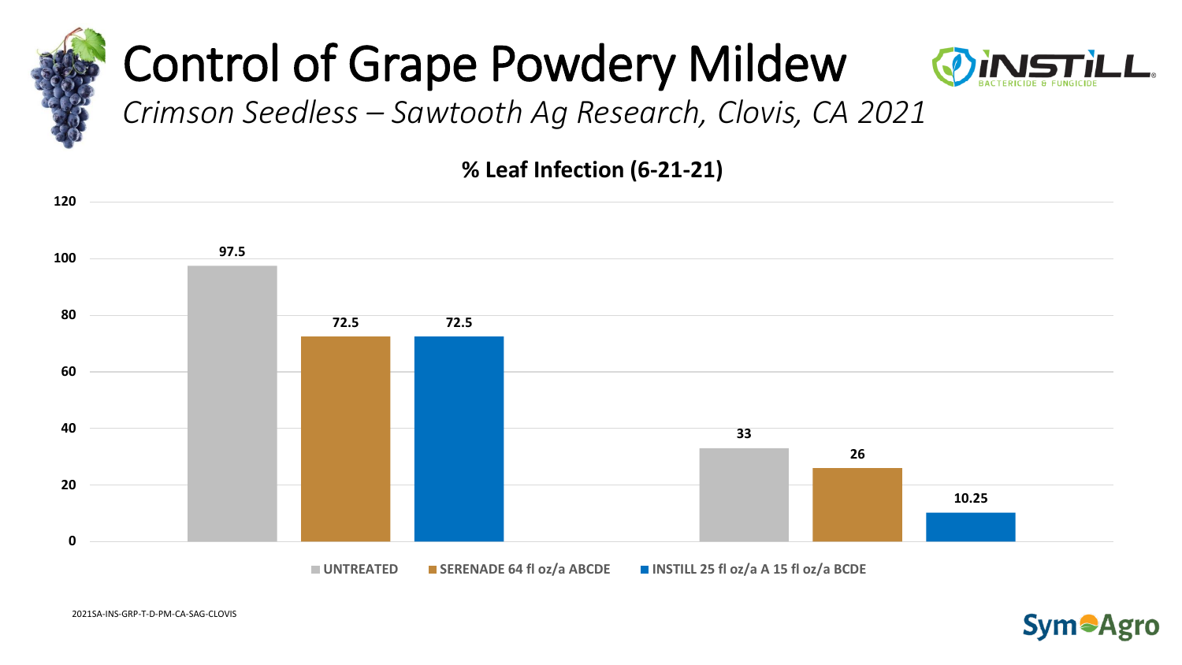# Control of Grape Powdery Mildew

*Crimson Seedless – Sawtooth Ag Research, Clovis, CA 2021*

**% Leaf Infection (6-21-21)**

| | UNTREATED | SERENADE 64 fl oz/a ABCDE | INSTILL 25 fl oz/a A 15 fl oz/a BCDE |
|---|---|---|---|
| Group 1 | 97.5 | 72.5 | 72.5 |
| Group 2 | 33 | 26 | 10.25 |

2021SA-INS-GRP-T-D-PM-CA-SAG-CLOVIS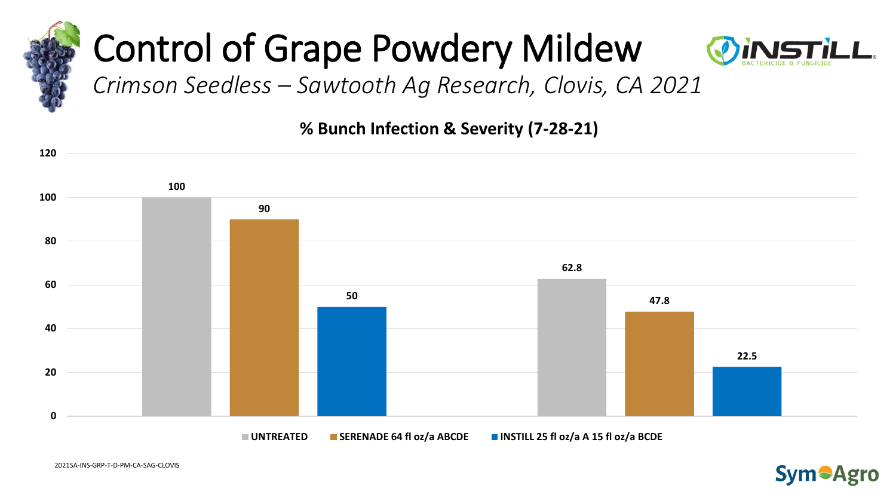# Control of Grape Powdery Mildew

*Crimson Seedless – Sawtooth Ag Research, Clovis, CA 2021*

iNSTiLL BACTERICIDE & FUNGICIDE

**% Bunch Infection & Severity (7-28-21)**

120
100
80
60
40
20
0

100
90
50
62.8
47.8
22.5

UNTREATED
SERENADE 64 fl oz/a ABCDE
INSTILL 25 fl oz/a A 15 fl oz/a BCDE

2021SA-INS-GRP-T-D-PM-CA-SAG-CLOVIS

SymAgro